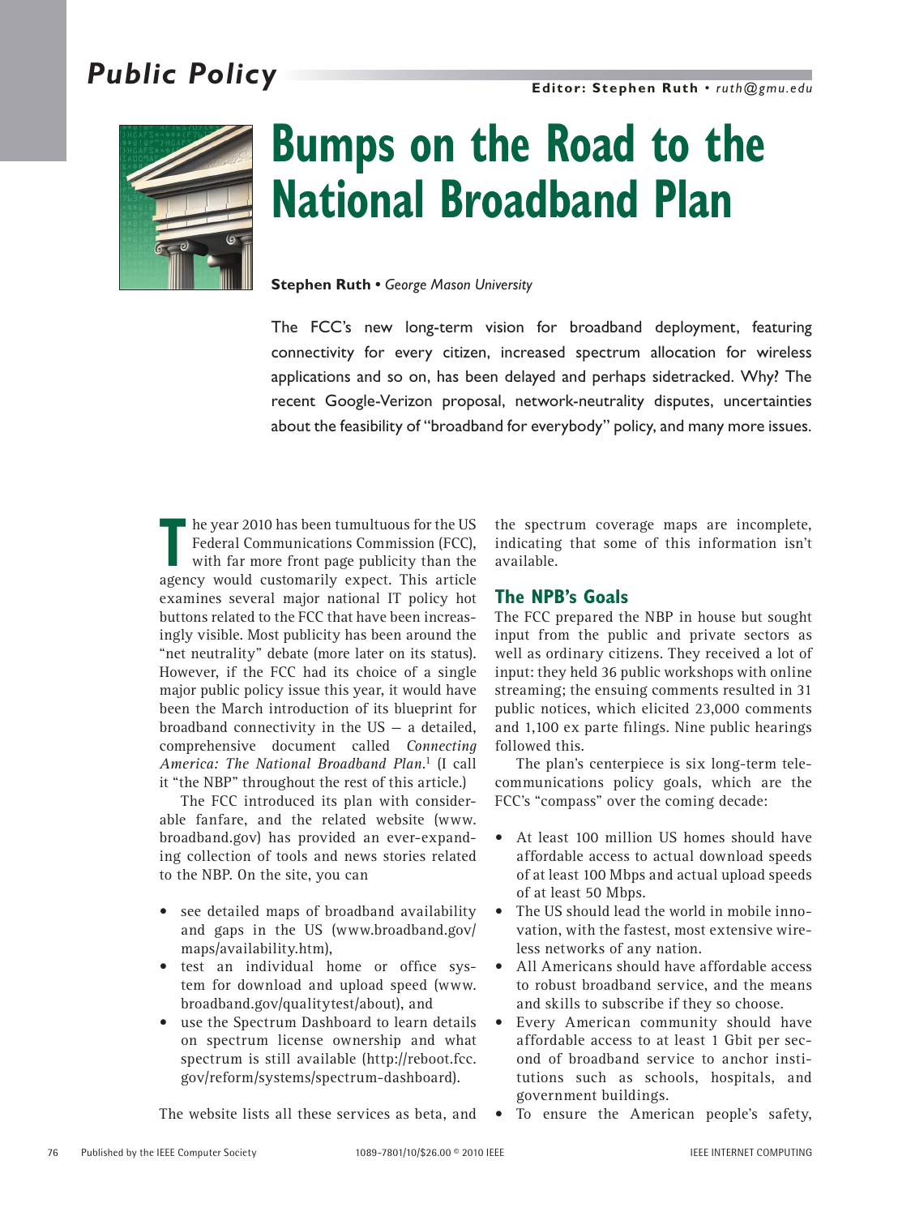Public Policy

Editor: Stephen Ruth • ruth@gmu.edu

# Bumps on the Road to the National Broadband Plan

**Stephen Ruth** • *George Mason University*

The FCC's new long-term vision for broadband deployment, featuring connectivity for every citizen, increased spectrum allocation for wireless applications and so on, has been delayed and perhaps sidetracked. Why? The recent Google-Verizon proposal, network-neutrality disputes, uncertainties about the feasibility of "broadband for everybody" policy, and many more issues.

The year 2010 has been tumultuous for the US Federal Communications Commission (FCC), with far more front page publicity than the agency would customarily expect. This article examines several major national IT policy hot buttons related to the FCC that have been increasingly visible. Most publicity has been around the "net neutrality" debate (more later on its status). However, if the FCC had its choice of a single major public policy issue this year, it would have been the March introduction of its blueprint for broadband connectivity in the US — a detailed, comprehensive document called *Connecting America: The National Broadband Plan*.[1] (I call it "the NBP" throughout the rest of this article.)

The FCC introduced its plan with considerable fanfare, and the related website (www.broadband.gov) has provided an ever-expanding collection of tools and news stories related to the NBP. On the site, you can

- see detailed maps of broadband availability and gaps in the US (www.broadband.gov/maps/availability.htm),
- test an individual home or office system for download and upload speed (www.broadband.gov/qualitytest/about), and
- use the Spectrum Dashboard to learn details on spectrum license ownership and what spectrum is still available (http://reboot.fcc.gov/reform/systems/spectrum-dashboard).

The website lists all these services as beta, and the spectrum coverage maps are incomplete, indicating that some of this information isn't available.

## The NPB's Goals

The FCC prepared the NBP in house but sought input from the public and private sectors as well as ordinary citizens. They received a lot of input: they held 36 public workshops with online streaming; the ensuing comments resulted in 31 public notices, which elicited 23,000 comments and 1,100 ex parte filings. Nine public hearings followed this.

The plan's centerpiece is six long-term telecommunications policy goals, which are the FCC's "compass" over the coming decade:

- At least 100 million US homes should have affordable access to actual download speeds of at least 100 Mbps and actual upload speeds of at least 50 Mbps.
- The US should lead the world in mobile innovation, with the fastest, most extensive wireless networks of any nation.
- All Americans should have affordable access to robust broadband service, and the means and skills to subscribe if they so choose.
- Every American community should have affordable access to at least 1 Gbit per second of broadband service to anchor institutions such as schools, hospitals, and government buildings.
- To ensure the American people's safety,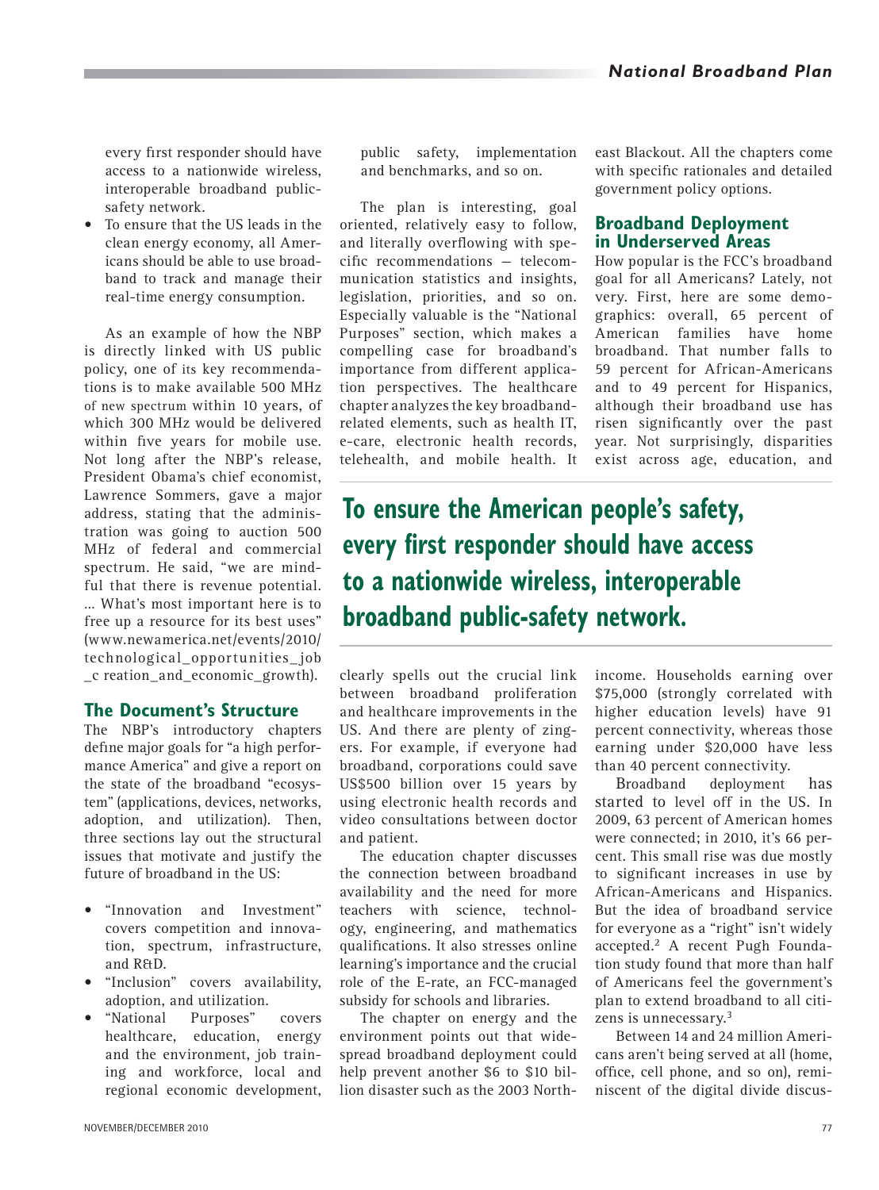every first responder should have access to a nationwide wireless, interoperable broadband public-safety network.

- To ensure that the US leads in the clean energy economy, all Americans should be able to use broadband to track and manage their real-time energy consumption.

As an example of how the NBP is directly linked with US public policy, one of its key recommendations is to make available 500 MHz of new spectrum within 10 years, of which 300 MHz would be delivered within five years for mobile use. Not long after the NBP's release, President Obama's chief economist, Lawrence Sommers, gave a major address, stating that the administration was going to auction 500 MHz of federal and commercial spectrum. He said, "we are mindful that there is revenue potential. … What's most important here is to free up a resource for its best uses" (www.newamerica.net/events/2010/technological_opportunities_job_c reation_and_economic_growth).

## The Document's Structure

The NBP's introductory chapters define major goals for "a high performance America" and give a report on the state of the broadband "ecosystem" (applications, devices, networks, adoption, and utilization). Then, three sections lay out the structural issues that motivate and justify the future of broadband in the US:

- "Innovation and Investment" covers competition and innovation, spectrum, infrastructure, and R&D.
- "Inclusion" covers availability, adoption, and utilization.
- "National Purposes" covers healthcare, education, energy and the environment, job training and workforce, local and regional economic development, public safety, implementation and benchmarks, and so on.

The plan is interesting, goal oriented, relatively easy to follow, and literally overflowing with specific recommendations — telecommunication statistics and insights, legislation, priorities, and so on. Especially valuable is the "National Purposes" section, which makes a compelling case for broadband's importance from different application perspectives. The healthcare chapter analyzes the key broadband-related elements, such as health IT, e-care, electronic health records, telehealth, and mobile health. It clearly spells out the crucial link between broadband proliferation and healthcare improvements in the US. And there are plenty of zingers. For example, if everyone had broadband, corporations could save US$500 billion over 15 years by using electronic health records and video consultations between doctor and patient.

The education chapter discusses the connection between broadband availability and the need for more teachers with science, technology, engineering, and mathematics qualifications. It also stresses online learning's importance and the crucial role of the E-rate, an FCC-managed subsidy for schools and libraries.

The chapter on energy and the environment points out that widespread broadband deployment could help prevent another $6 to $10 billion disaster such as the 2003 Northeast Blackout. All the chapters come with specific rationales and detailed government policy options.

**To ensure the American people's safety, every first responder should have access to a nationwide wireless, interoperable broadband public-safety network.**

## Broadband Deployment in Underserved Areas

How popular is the FCC's broadband goal for all Americans? Lately, not very. First, here are some demographics: overall, 65 percent of American families have home broadband. That number falls to 59 percent for African-Americans and to 49 percent for Hispanics, although their broadband use has risen significantly over the past year. Not surprisingly, disparities exist across age, education, and income. Households earning over $75,000 (strongly correlated with higher education levels) have 91 percent connectivity, whereas those earning under $20,000 have less than 40 percent connectivity.

Broadband deployment has started to level off in the US. In 2009, 63 percent of American homes were connected; in 2010, it's 66 percent. This small rise was due mostly to significant increases in use by African-Americans and Hispanics. But the idea of broadband service for everyone as a "right" isn't widely accepted.[2] A recent Pugh Foundation study found that more than half of Americans feel the government's plan to extend broadband to all citizens is unnecessary.[3]

Between 14 and 24 million Americans aren't being served at all (home, office, cell phone, and so on), reminiscent of the digital divide discus-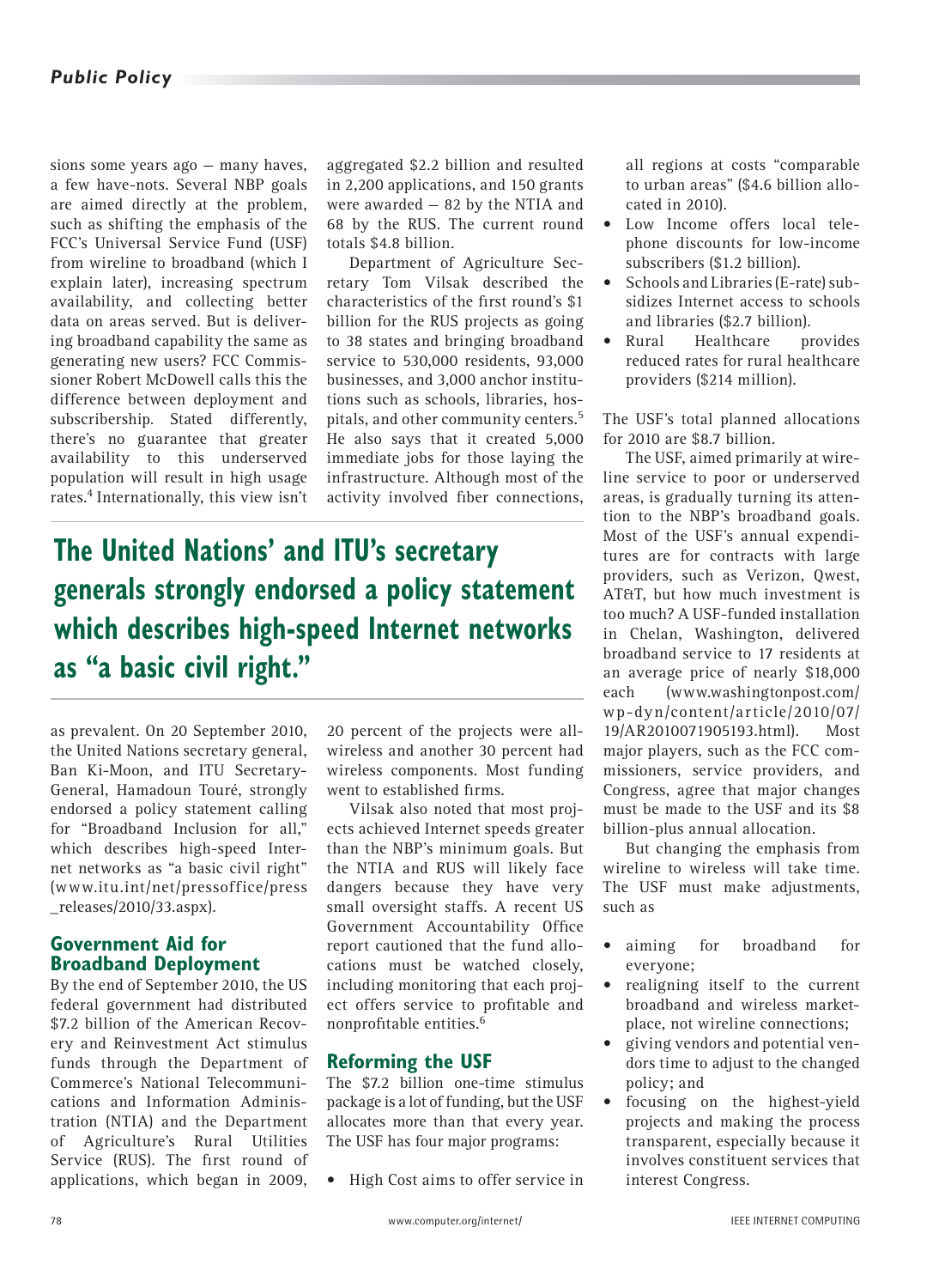sions some years ago — many haves, a few have-nots. Several NBP goals are aimed directly at the problem, such as shifting the emphasis of the FCC's Universal Service Fund (USF) from wireline to broadband (which I explain later), increasing spectrum availability, and collecting better data on areas served. But is delivering broadband capability the same as generating new users? FCC Commissioner Robert McDowell calls this the difference between deployment and subscribership. Stated differently, there's no guarantee that greater availability to this underserved population will result in high usage rates.[4] Internationally, this view isn't as prevalent. On 20 September 2010, the United Nations secretary general, Ban Ki-Moon, and ITU Secretary-General, Hamadoun Touré, strongly endorsed a policy statement calling for "Broadband Inclusion for all," which describes high-speed Internet networks as "a basic civil right" (www.itu.int/net/pressoffice/press_releases/2010/33.aspx).

> **The United Nations' and ITU's secretary generals strongly endorsed a policy statement which describes high-speed Internet networks as "a basic civil right."**

## Government Aid for Broadband Deployment

By the end of September 2010, the US federal government had distributed $7.2 billion of the American Recovery and Reinvestment Act stimulus funds through the Department of Commerce's National Telecommunications and Information Administration (NTIA) and the Department of Agriculture's Rural Utilities Service (RUS). The first round of applications, which began in 2009, aggregated $2.2 billion and resulted in 2,200 applications, and 150 grants were awarded — 82 by the NTIA and 68 by the RUS. The current round totals $4.8 billion.

Department of Agriculture Secretary Tom Vilsak described the characteristics of the first round's $1 billion for the RUS projects as going to 38 states and bringing broadband service to 530,000 residents, 93,000 businesses, and 3,000 anchor institutions such as schools, libraries, hospitals, and other community centers.[5] He also says that it created 5,000 immediate jobs for those laying the infrastructure. Although most of the activity involved fiber connections, 20 percent of the projects were all-wireless and another 30 percent had wireless components. Most funding went to established firms.

Vilsak also noted that most projects achieved Internet speeds greater than the NBP's minimum goals. But the NTIA and RUS will likely face dangers because they have very small oversight staffs. A recent US Government Accountability Office report cautioned that the fund allocations must be watched closely, including monitoring that each project offers service to profitable and nonprofitable entities.[6]

## Reforming the USF

The $7.2 billion one-time stimulus package is a lot of funding, but the USF allocates more than that every year. The USF has four major programs:

- High Cost aims to offer service in all regions at costs "comparable to urban areas" ($4.6 billion allocated in 2010).
- Low Income offers local telephone discounts for low-income subscribers ($1.2 billion).
- Schools and Libraries (E-rate) subsidizes Internet access to schools and libraries ($2.7 billion).
- Rural Healthcare provides reduced rates for rural healthcare providers ($214 million).

The USF's total planned allocations for 2010 are $8.7 billion.

The USF, aimed primarily at wireline service to poor or underserved areas, is gradually turning its attention to the NBP's broadband goals. Most of the USF's annual expenditures are for contracts with large providers, such as Verizon, Qwest, AT&T, but how much investment is too much? A USF-funded installation in Chelan, Washington, delivered broadband service to 17 residents at an average price of nearly $18,000 each (www.washingtonpost.com/wp-dyn/content/article/2010/07/19/AR2010071905193.html). Most major players, such as the FCC commissioners, service providers, and Congress, agree that major changes must be made to the USF and its $8 billion-plus annual allocation.

But changing the emphasis from wireline to wireless will take time. The USF must make adjustments, such as

- aiming for broadband for everyone;
- realigning itself to the current broadband and wireless marketplace, not wireline connections;
- giving vendors and potential vendors time to adjust to the changed policy; and
- focusing on the highest-yield projects and making the process transparent, especially because it involves constituent services that interest Congress.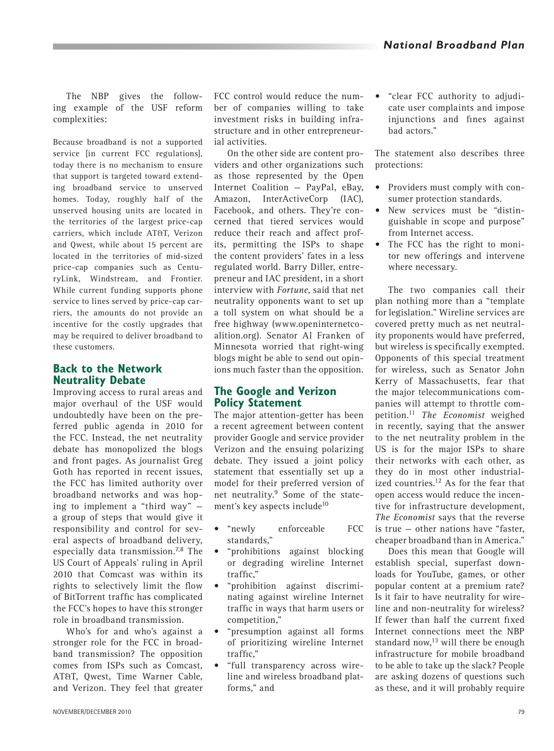The NBP gives the following example of the USF reform complexities:

> Because broadband is not a supported service [in current FCC regulations], today there is no mechanism to ensure that support is targeted toward extending broadband service to unserved homes. Today, roughly half of the unserved housing units are located in the territories of the largest price-cap carriers, which include AT&T, Verizon and Qwest, while about 15 percent are located in the territories of mid-sized price-cap companies such as CenturyLink, Windstream, and Frontier. While current funding supports phone service to lines served by price-cap carriers, the amounts do not provide an incentive for the costly upgrades that may be required to deliver broadband to these customers.

## Back to the Network Neutrality Debate

Improving access to rural areas and major overhaul of the USF would undoubtedly have been on the preferred public agenda in 2010 for the FCC. Instead, the net neutrality debate has monopolized the blogs and front pages. As journalist Greg Goth has reported in recent issues, the FCC has limited authority over broadband networks and was hoping to implement a "third way" — a group of steps that would give it responsibility and control for several aspects of broadband delivery, especially data transmission.[7,8] The US Court of Appeals' ruling in April 2010 that Comcast was within its rights to selectively limit the flow of BitTorrent traffic has complicated the FCC's hopes to have this stronger role in broadband transmission.

Who's for and who's against a stronger role for the FCC in broadband transmission? The opposition comes from ISPs such as Comcast, AT&T, Qwest, Time Warner Cable, and Verizon. They feel that greater FCC control would reduce the number of companies willing to take investment risks in building infrastructure and in other entrepreneurial activities.

On the other side are content providers and other organizations such as those represented by the Open Internet Coalition — PayPal, eBay, Amazon, InterActiveCorp (IAC), Facebook, and others. They're concerned that tiered services would reduce their reach and affect profits, permitting the ISPs to shape the content providers' fates in a less regulated world. Barry Diller, entrepreneur and IAC president, in a short interview with *Fortune*, said that net neutrality opponents want to set up a toll system on what should be a free highway (www.openinternetcoalition.org). Senator Al Franken of Minnesota worried that right-wing blogs might be able to send out opinions much faster than the opposition.

## The Google and Verizon Policy Statement

The major attention-getter has been a recent agreement between content provider Google and service provider Verizon and the ensuing polarizing debate. They issued a joint policy statement that essentially set up a model for their preferred version of net neutrality.[9] Some of the statement's key aspects include[10]

- "newly enforceable FCC standards,"
- "prohibitions against blocking or degrading wireline Internet traffic,"
- "prohibition against discriminating against wireline Internet traffic in ways that harm users or competition,"
- "presumption against all forms of prioritizing wireline Internet traffic,"
- "full transparency across wireline and wireless broadband platforms," and
- "clear FCC authority to adjudicate user complaints and impose injunctions and fines against bad actors."

The statement also describes three protections:

- Providers must comply with consumer protection standards.
- New services must be "distinguishable in scope and purpose" from Internet access.
- The FCC has the right to monitor new offerings and intervene where necessary.

The two companies call their plan nothing more than a "template for legislation." Wireline services are covered pretty much as net neutrality proponents would have preferred, but wireless is specifically exempted. Opponents of this special treatment for wireless, such as Senator John Kerry of Massachusetts, fear that the major telecommunications companies will attempt to throttle competition.[11] *The Economist* weighed in recently, saying that the answer to the net neutrality problem in the US is for the major ISPs to share their networks with each other, as they do in most other industrialized countries.[12] As for the fear that open access would reduce the incentive for infrastructure development, *The Economist* says that the reverse is true — other nations have "faster, cheaper broadband than in America."

Does this mean that Google will establish special, superfast downloads for YouTube, games, or other popular content at a premium rate? Is it fair to have neutrality for wireline and non-neutrality for wireless? If fewer than half the current fixed Internet connections meet the NBP standard now,[13] will there be enough infrastructure for mobile broadband to be able to take up the slack? People are asking dozens of questions such as these, and it will probably require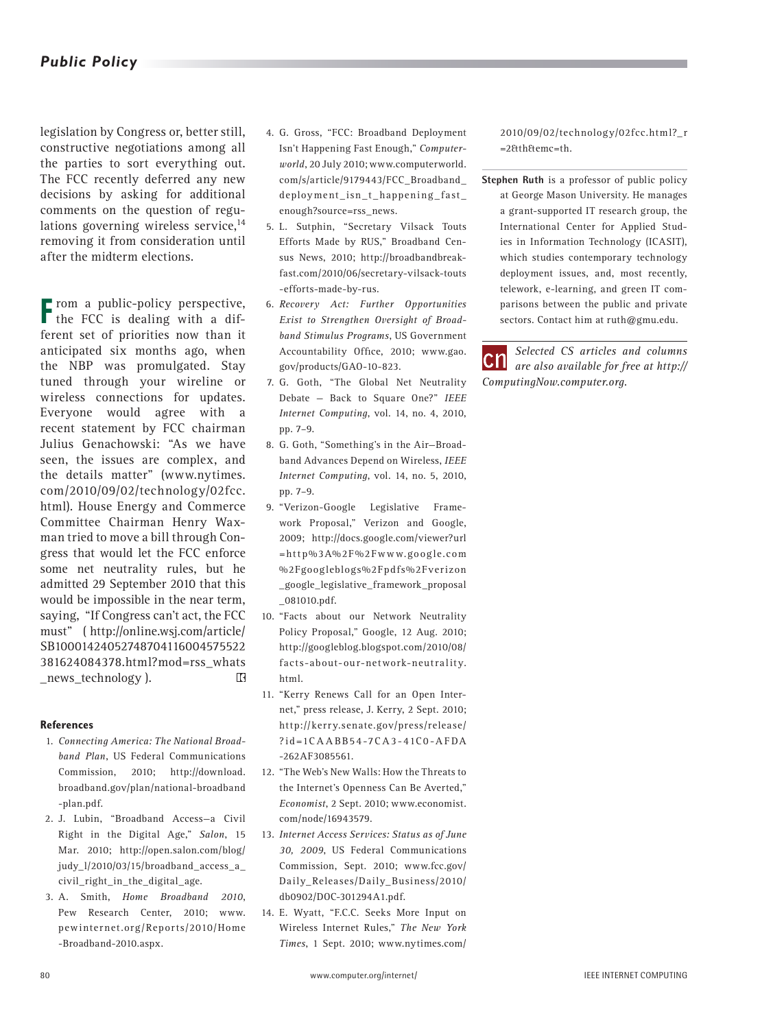legislation by Congress or, better still, constructive negotiations among all the parties to sort everything out. The FCC recently deferred any new decisions by asking for additional comments on the question of regulations governing wireless service,[14] removing it from consideration until after the midterm elections.

From a public-policy perspective, the FCC is dealing with a different set of priorities now than it anticipated six months ago, when the NBP was promulgated. Stay tuned through your wireline or wireless connections for updates. Everyone would agree with a recent statement by FCC chairman Julius Genachowski: "As we have seen, the issues are complex, and the details matter" (www.nytimes.com/2010/09/02/technology/02fcc.html). House Energy and Commerce Committee Chairman Henry Waxman tried to move a bill through Congress that would let the FCC enforce some net neutrality rules, but he admitted 29 September 2010 that this would be impossible in the near term, saying, "If Congress can't act, the FCC must" ( http://online.wsj.com/article/SB10001424052748704116004575522381624084378.html?mod=rss_whats_news_technology ).

## References

1. *Connecting America: The National Broadband Plan*, US Federal Communications Commission, 2010; http://download.broadband.gov/plan/national-broadband-plan.pdf.
2. J. Lubin, "Broadband Access—a Civil Right in the Digital Age," *Salon*, 15 Mar. 2010; http://open.salon.com/blog/judy_l/2010/03/15/broadband_access_a_civil_right_in_the_digital_age.
3. A. Smith, *Home Broadband 2010*, Pew Research Center, 2010; www.pewinternet.org/Reports/2010/Home-Broadband-2010.aspx.
4. G. Gross, "FCC: Broadband Deployment Isn't Happening Fast Enough," *Computerworld*, 20 July 2010; www.computerworld.com/s/article/9179443/FCC_Broadband_deployment_isn_t_happening_fast_enough?source=rss_news.
5. L. Sutphin, "Secretary Vilsack Touts Efforts Made by RUS," Broadband Census News, 2010; http://broadbandbreakfast.com/2010/06/secretary-vilsack-touts-efforts-made-by-rus.
6. *Recovery Act: Further Opportunities Exist to Strengthen Oversight of Broadband Stimulus Programs*, US Government Accountability Office, 2010; www.gao.gov/products/GAO-10-823.
7. G. Goth, "The Global Net Neutrality Debate — Back to Square One?" *IEEE Internet Computing*, vol. 14, no. 4, 2010, pp. 7–9.
8. G. Goth, "Something's in the Air—Broadband Advances Depend on Wireless, *IEEE Internet Computing*, vol. 14, no. 5, 2010, pp. 7–9.
9. "Verizon-Google Legislative Framework Proposal," Verizon and Google, 2009; http://docs.google.com/viewer?url=http%3A%2F%2Fwww.google.com%2Fgoogleblogs%2Fpdfs%2Fverizon_google_legislative_framework_proposal_081010.pdf.
10. "Facts about our Network Neutrality Policy Proposal," Google, 12 Aug. 2010; http://googleblog.blogspot.com/2010/08/facts-about-our-network-neutrality.html.
11. "Kerry Renews Call for an Open Internet," press release, J. Kerry, 2 Sept. 2010; http://kerry.senate.gov/press/release/?id=1CAABB54-7CA3-41C0-AFDA-262AF3085561.
12. "The Web's New Walls: How the Threats to the Internet's Openness Can Be Averted," *Economist*, 2 Sept. 2010; www.economist.com/node/16943579.
13. *Internet Access Services: Status as of June 30, 2009*, US Federal Communications Commission, Sept. 2010; www.fcc.gov/Daily_Releases/Daily_Business/2010/db0902/DOC-301294A1.pdf.
14. E. Wyatt, "F.C.C. Seeks More Input on Wireless Internet Rules," *The New York Times*, 1 Sept. 2010; www.nytimes.com/2010/09/02/technology/02fcc.html?_r=2&th&emc=th.

**Stephen Ruth** is a professor of public policy at George Mason University. He manages a grant-supported IT research group, the International Center for Applied Studies in Information Technology (ICASIT), which studies contemporary technology deployment issues, and, most recently, telework, e-learning, and green IT comparisons between the public and private sectors. Contact him at ruth@gmu.edu.

*Selected CS articles and columns are also available for free at http://ComputingNow.computer.org.*